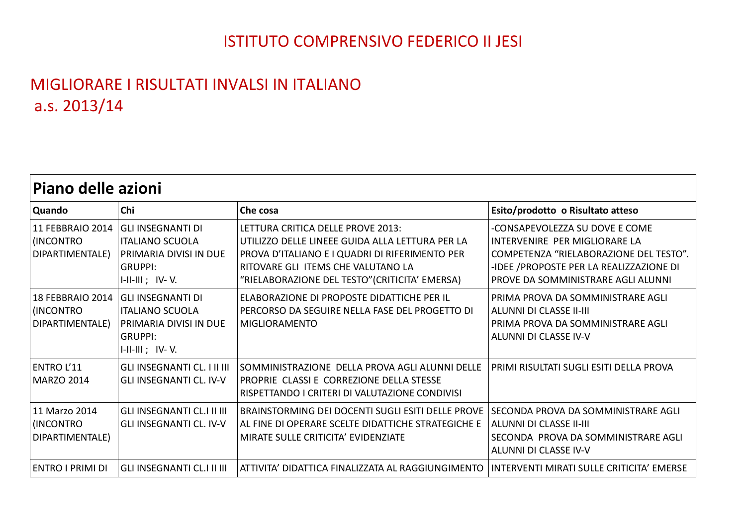# ISTITUTO COMPRENSIVO FEDERICO II JESI

## MIGLIORARE I RISULTATI INVALSI IN ITALIANO
## a.s. 2013/14

| **Piano delle azioni** | | | |
|---|---|---|---|
| **Quando** | **Chi** | **Che cosa** | **Esito/prodotto o Risultato atteso** |
| 11 FEBBRAIO 2014 (INCONTRO DIPARTIMENTALE) | GLI INSEGNANTI DI ITALIANO SCUOLA PRIMARIA DIVISI IN DUE GRUPPI: I-II-III ; IV- V. | LETTURA CRITICA DELLE PROVE 2013: UTILIZZO DELLE LINEEE GUIDA ALLA LETTURA PER LA PROVA D'ITALIANO E I QUADRI DI RIFERIMENTO PER RITOVARE GLI ITEMS CHE VALUTANO LA "RIELABORAZIONE DEL TESTO"(CRITICITA' EMERSA) | -CONSAPEVOLEZZA SU DOVE E COME INTERVENIRE PER MIGLIORARE LA COMPETENZA "RIELABORAZIONE DEL TESTO". -IDEE /PROPOSTE PER LA REALIZZAZIONE DI PROVE DA SOMMINISTRARE AGLI ALUNNI |
| 18 FEBBRAIO 2014 (INCONTRO DIPARTIMENTALE) | GLI INSEGNANTI DI ITALIANO SCUOLA PRIMARIA DIVISI IN DUE GRUPPI: I-II-III ; IV- V. | ELABORAZIONE DI PROPOSTE DIDATTICHE PER IL PERCORSO DA SEGUIRE NELLA FASE DEL PROGETTO DI MIGLIORAMENTO | PRIMA PROVA DA SOMMINISTRARE AGLI ALUNNI DI CLASSE II-III PRIMA PROVA DA SOMMINISTRARE AGLI ALUNNI DI CLASSE IV-V |
| ENTRO L'11 MARZO 2014 | GLI INSEGNANTI CL. I II III GLI INSEGNANTI CL. IV-V | SOMMINISTRAZIONE DELLA PROVA AGLI ALUNNI DELLE PROPRIE CLASSI E CORREZIONE DELLA STESSE RISPETTANDO I CRITERI DI VALUTAZIONE CONDIVISI | PRIMI RISULTATI SUGLI ESITI DELLA PROVA |
| 11 Marzo 2014 (INCONTRO DIPARTIMENTALE) | GLI INSEGNANTI CL.I II III GLI INSEGNANTI CL. IV-V | BRAINSTORMING DEI DOCENTI SUGLI ESITI DELLE PROVE AL FINE DI OPERARE SCELTE DIDATTICHE STRATEGICHE E MIRATE SULLE CRITICITA' EVIDENZIATE | SECONDA PROVA DA SOMMINISTRARE AGLI ALUNNI DI CLASSE II-III SECONDA PROVA DA SOMMINISTRARE AGLI ALUNNI DI CLASSE IV-V |
| ENTRO I PRIMI DI | GLI INSEGNANTI CL.I II III | ATTIVITA' DIDATTICA FINALIZZATA AL RAGGIUNGIMENTO | INTERVENTI MIRATI SULLE CRITICITA' EMERSE |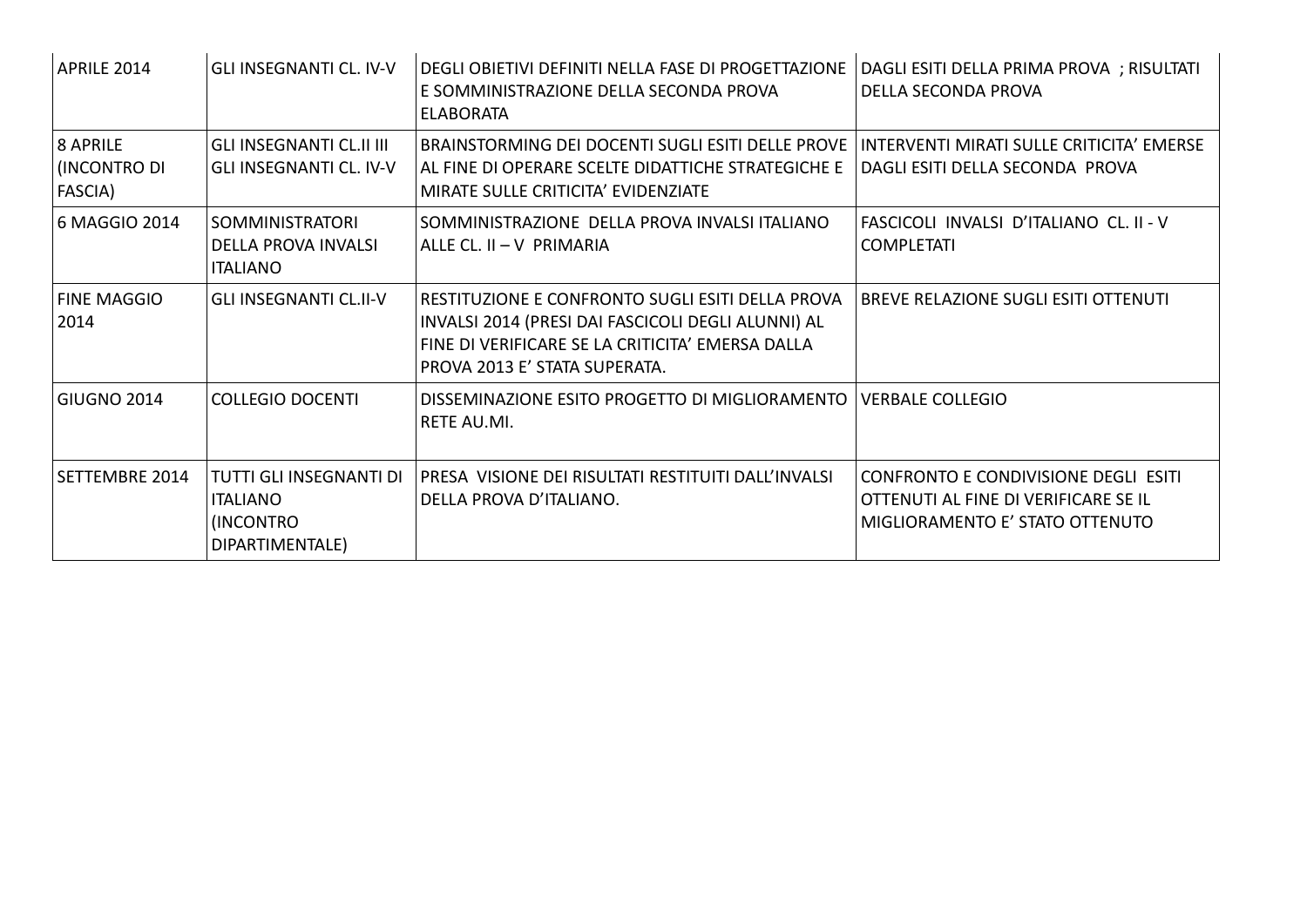| | | | |
|---|---|---|---|
| APRILE 2014 | GLI INSEGNANTI CL. IV-V | DEGLI OBIETIVI DEFINITI NELLA FASE DI PROGETTAZIONE E SOMMINISTRAZIONE DELLA SECONDA PROVA ELABORATA | DAGLI ESITI DELLA PRIMA PROVA ; RISULTATI DELLA SECONDA PROVA |
| 8 APRILE (INCONTRO DI FASCIA) | GLI INSEGNANTI CL.II III GLI INSEGNANTI CL. IV-V | BRAINSTORMING DEI DOCENTI SUGLI ESITI DELLE PROVE AL FINE DI OPERARE SCELTE DIDATTICHE STRATEGICHE E MIRATE SULLE CRITICITA' EVIDENZIATE | INTERVENTI MIRATI SULLE CRITICITA' EMERSE DAGLI ESITI DELLA SECONDA PROVA |
| 6 MAGGIO 2014 | SOMMINISTRATORI DELLA PROVA INVALSI ITALIANO | SOMMINISTRAZIONE DELLA PROVA INVALSI ITALIANO ALLE CL. II – V PRIMARIA | FASCICOLI INVALSI D'ITALIANO CL. II - V COMPLETATI |
| FINE MAGGIO 2014 | GLI INSEGNANTI CL.II-V | RESTITUZIONE E CONFRONTO SUGLI ESITI DELLA PROVA INVALSI 2014 (PRESI DAI FASCICOLI DEGLI ALUNNI) AL FINE DI VERIFICARE SE LA CRITICITA' EMERSA DALLA PROVA 2013 E' STATA SUPERATA. | BREVE RELAZIONE SUGLI ESITI OTTENUTI |
| GIUGNO 2014 | COLLEGIO DOCENTI | DISSEMINAZIONE ESITO PROGETTO DI MIGLIORAMENTO RETE AU.MI. | VERBALE COLLEGIO |
| SETTEMBRE 2014 | TUTTI GLI INSEGNANTI DI ITALIANO (INCONTRO DIPARTIMENTALE) | PRESA VISIONE DEI RISULTATI RESTITUITI DALL'INVALSI DELLA PROVA D'ITALIANO. | CONFRONTO E CONDIVISIONE DEGLI ESITI OTTENUTI AL FINE DI VERIFICARE SE IL MIGLIORAMENTO E' STATO OTTENUTO |